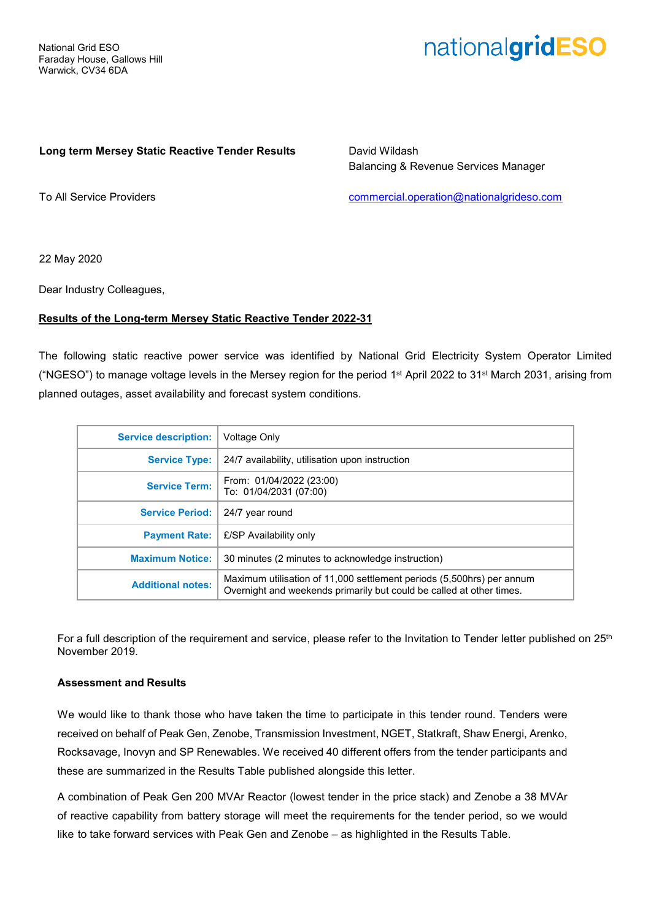National Grid ESO
Faraday House, Gallows Hill
Warwick, CV34 6DA

nationalgridESO

**Long term Mersey Static Reactive Tender Results**

David Wildash
Balancing & Revenue Services Manager

To All Service Providers

commercial.operation@nationalgrideso.com

22 May 2020

Dear Industry Colleagues,

**Results of the Long-term Mersey Static Reactive Tender 2022-31**

The following static reactive power service was identified by National Grid Electricity System Operator Limited ("NGESO") to manage voltage levels in the Mersey region for the period 1st April 2022 to 31st March 2031, arising from planned outages, asset availability and forecast system conditions.

| | |
|---|---|
| **Service description:** | Voltage Only |
| **Service Type:** | 24/7 availability, utilisation upon instruction |
| **Service Term:** | From: 01/04/2022 (23:00)<br>To: 01/04/2031 (07:00) |
| **Service Period:** | 24/7 year round |
| **Payment Rate:** | £/SP Availability only |
| **Maximum Notice:** | 30 minutes (2 minutes to acknowledge instruction) |
| **Additional notes:** | Maximum utilisation of 11,000 settlement periods (5,500hrs) per annum<br>Overnight and weekends primarily but could be called at other times. |

For a full description of the requirement and service, please refer to the Invitation to Tender letter published on 25th November 2019.

**Assessment and Results**

We would like to thank those who have taken the time to participate in this tender round. Tenders were received on behalf of Peak Gen, Zenobe, Transmission Investment, NGET, Statkraft, Shaw Energi, Arenko, Rocksavage, Inovyn and SP Renewables. We received 40 different offers from the tender participants and these are summarized in the Results Table published alongside this letter.

A combination of Peak Gen 200 MVAr Reactor (lowest tender in the price stack) and Zenobe a 38 MVAr of reactive capability from battery storage will meet the requirements for the tender period, so we would like to take forward services with Peak Gen and Zenobe – as highlighted in the Results Table.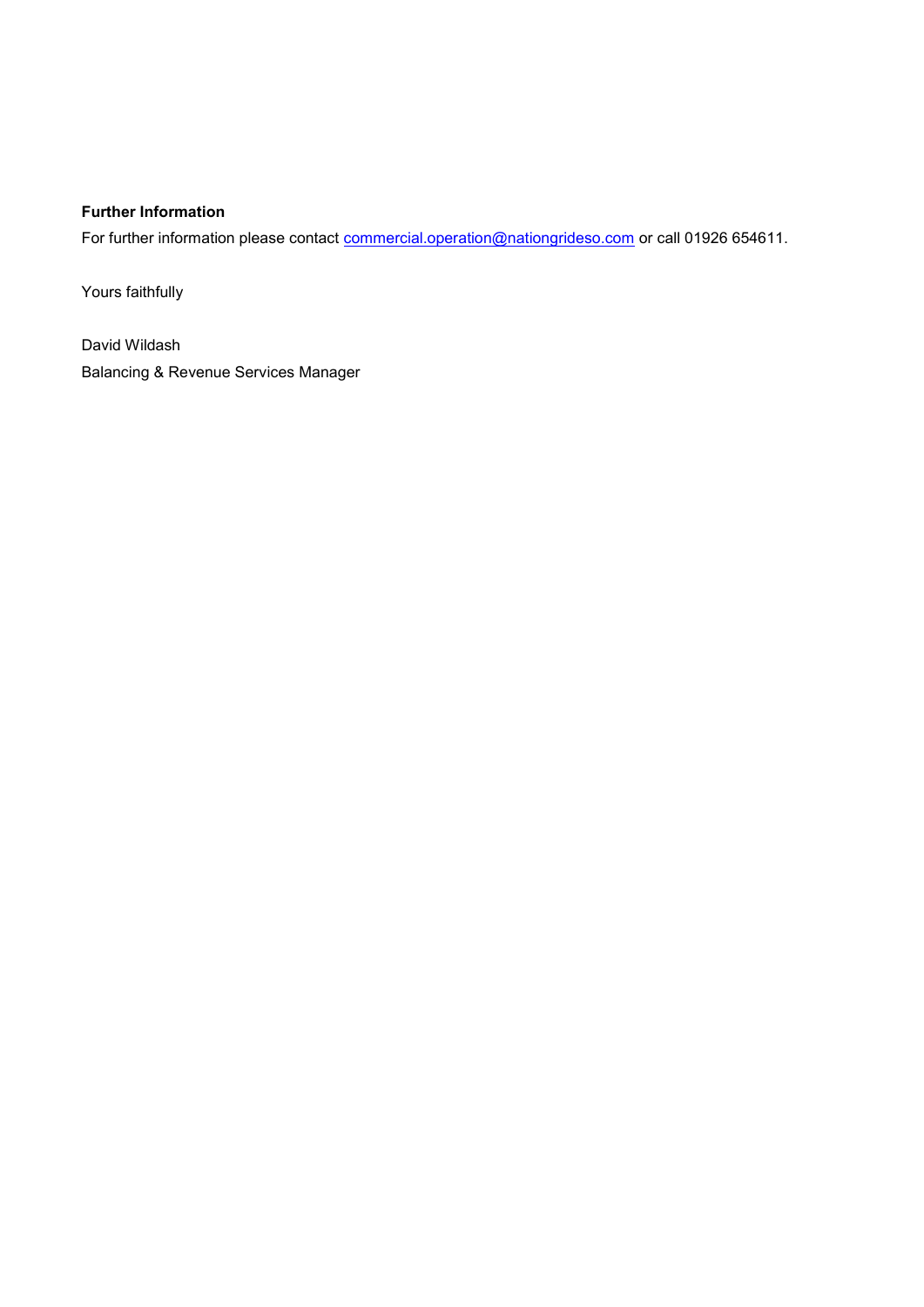**Further Information**

For further information please contact commercial.operation@nationgrideso.com or call 01926 654611.

Yours faithfully

David Wildash
Balancing & Revenue Services Manager